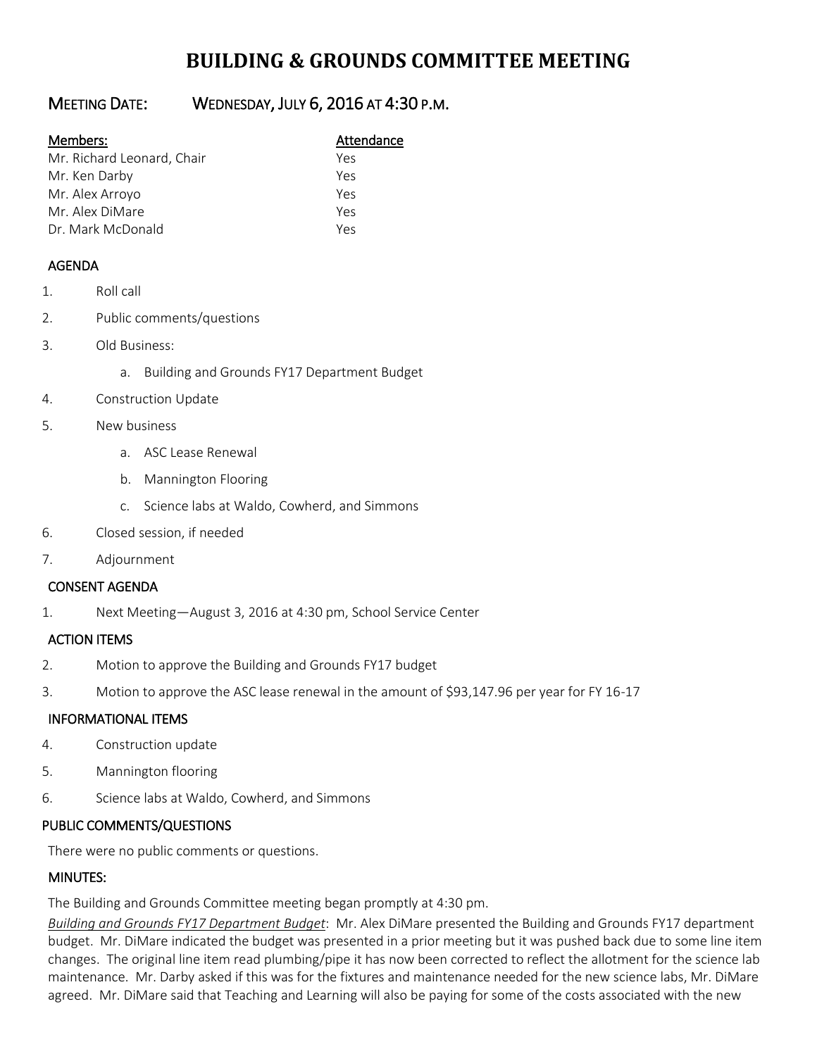# BUILDING & GROUNDS COMMITTEE MEETING

## MEETING DATE: WEDNESDAY, JULY 6, 2016 AT 4:30 P.M.

| Members: | Attendance |
|---|---|
| Mr. Richard Leonard, Chair | Yes |
| Mr. Ken Darby | Yes |
| Mr. Alex Arroyo | Yes |
| Mr. Alex DiMare | Yes |
| Dr. Mark McDonald | Yes |

### AGENDA

1. Roll call
2. Public comments/questions
3. Old Business:
   a. Building and Grounds FY17 Department Budget
4. Construction Update
5. New business
   a. ASC Lease Renewal
   b. Mannington Flooring
   c. Science labs at Waldo, Cowherd, and Simmons
6. Closed session, if needed
7. Adjournment

### CONSENT AGENDA

1. Next Meeting—August 3, 2016 at 4:30 pm, School Service Center

### ACTION ITEMS

2. Motion to approve the Building and Grounds FY17 budget
3. Motion to approve the ASC lease renewal in the amount of $93,147.96 per year for FY 16-17

### INFORMATIONAL ITEMS

4. Construction update
5. Mannington flooring
6. Science labs at Waldo, Cowherd, and Simmons

### PUBLIC COMMENTS/QUESTIONS

There were no public comments or questions.

### MINUTES:

The Building and Grounds Committee meeting began promptly at 4:30 pm.

*Building and Grounds FY17 Department Budget*: Mr. Alex DiMare presented the Building and Grounds FY17 department budget. Mr. DiMare indicated the budget was presented in a prior meeting but it was pushed back due to some line item changes. The original line item read plumbing/pipe it has now been corrected to reflect the allotment for the science lab maintenance. Mr. Darby asked if this was for the fixtures and maintenance needed for the new science labs, Mr. DiMare agreed. Mr. DiMare said that Teaching and Learning will also be paying for some of the costs associated with the new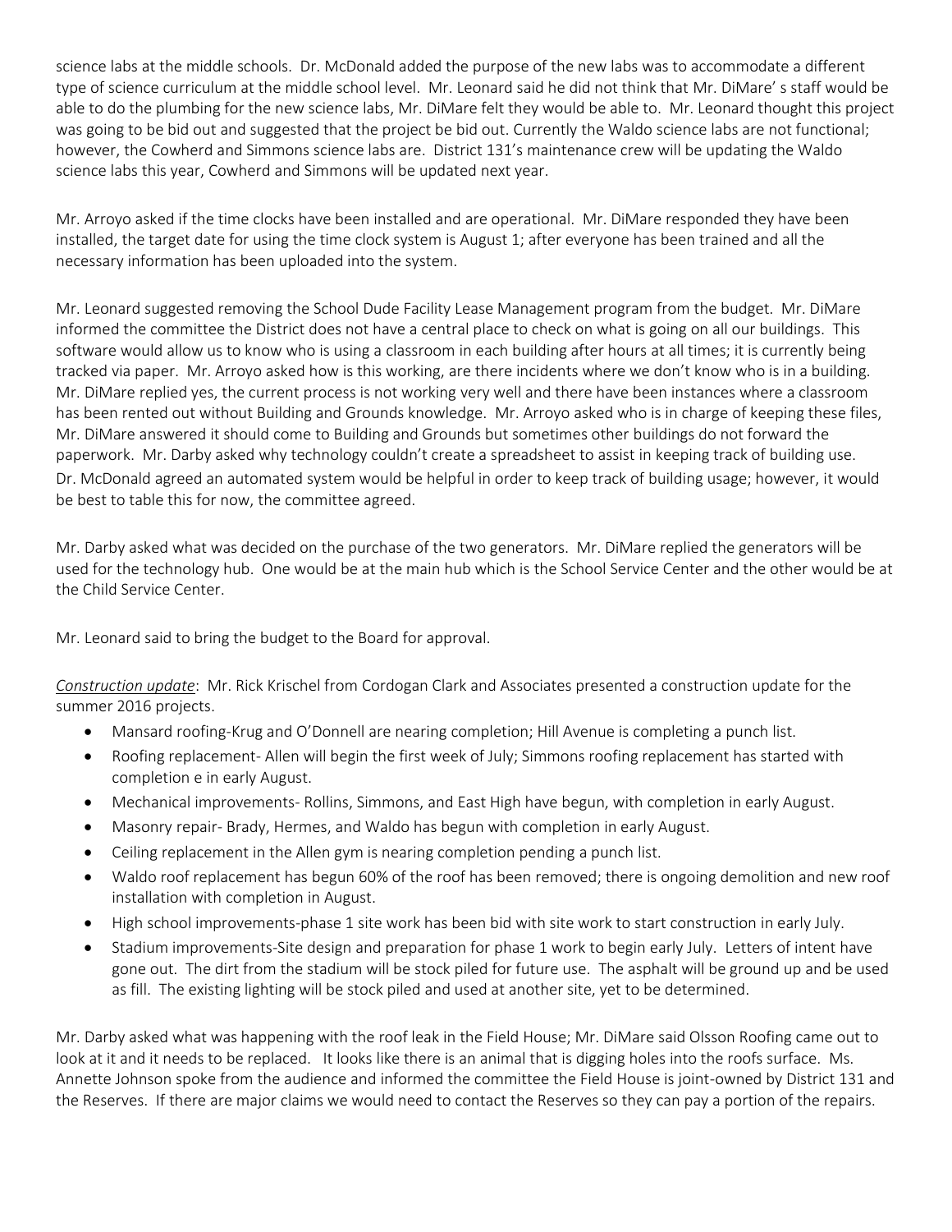science labs at the middle schools. Dr. McDonald added the purpose of the new labs was to accommodate a different type of science curriculum at the middle school level. Mr. Leonard said he did not think that Mr. DiMare' s staff would be able to do the plumbing for the new science labs, Mr. DiMare felt they would be able to. Mr. Leonard thought this project was going to be bid out and suggested that the project be bid out. Currently the Waldo science labs are not functional; however, the Cowherd and Simmons science labs are. District 131's maintenance crew will be updating the Waldo science labs this year, Cowherd and Simmons will be updated next year.

Mr. Arroyo asked if the time clocks have been installed and are operational. Mr. DiMare responded they have been installed, the target date for using the time clock system is August 1; after everyone has been trained and all the necessary information has been uploaded into the system.

Mr. Leonard suggested removing the School Dude Facility Lease Management program from the budget. Mr. DiMare informed the committee the District does not have a central place to check on what is going on all our buildings. This software would allow us to know who is using a classroom in each building after hours at all times; it is currently being tracked via paper. Mr. Arroyo asked how is this working, are there incidents where we don't know who is in a building. Mr. DiMare replied yes, the current process is not working very well and there have been instances where a classroom has been rented out without Building and Grounds knowledge. Mr. Arroyo asked who is in charge of keeping these files, Mr. DiMare answered it should come to Building and Grounds but sometimes other buildings do not forward the paperwork. Mr. Darby asked why technology couldn't create a spreadsheet to assist in keeping track of building use. Dr. McDonald agreed an automated system would be helpful in order to keep track of building usage; however, it would be best to table this for now, the committee agreed.

Mr. Darby asked what was decided on the purchase of the two generators. Mr. DiMare replied the generators will be used for the technology hub. One would be at the main hub which is the School Service Center and the other would be at the Child Service Center.

Mr. Leonard said to bring the budget to the Board for approval.

*Construction update*: Mr. Rick Krischel from Cordogan Clark and Associates presented a construction update for the summer 2016 projects.

- Mansard roofing-Krug and O'Donnell are nearing completion; Hill Avenue is completing a punch list.
- Roofing replacement- Allen will begin the first week of July; Simmons roofing replacement has started with completion e in early August.
- Mechanical improvements- Rollins, Simmons, and East High have begun, with completion in early August.
- Masonry repair- Brady, Hermes, and Waldo has begun with completion in early August.
- Ceiling replacement in the Allen gym is nearing completion pending a punch list.
- Waldo roof replacement has begun 60% of the roof has been removed; there is ongoing demolition and new roof installation with completion in August.
- High school improvements-phase 1 site work has been bid with site work to start construction in early July.
- Stadium improvements-Site design and preparation for phase 1 work to begin early July. Letters of intent have gone out. The dirt from the stadium will be stock piled for future use. The asphalt will be ground up and be used as fill. The existing lighting will be stock piled and used at another site, yet to be determined.

Mr. Darby asked what was happening with the roof leak in the Field House; Mr. DiMare said Olsson Roofing came out to look at it and it needs to be replaced. It looks like there is an animal that is digging holes into the roofs surface. Ms. Annette Johnson spoke from the audience and informed the committee the Field House is joint-owned by District 131 and the Reserves. If there are major claims we would need to contact the Reserves so they can pay a portion of the repairs.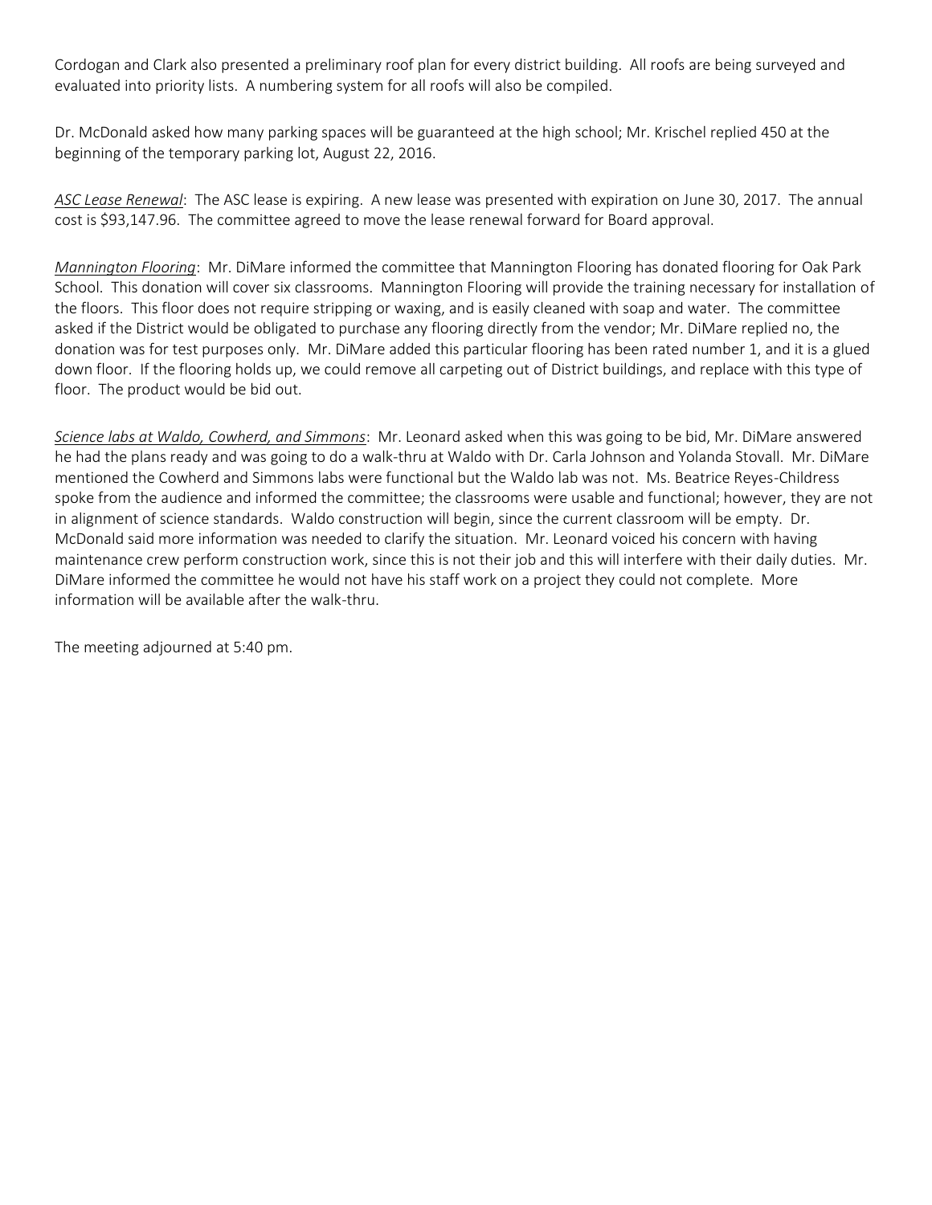Cordogan and Clark also presented a preliminary roof plan for every district building. All roofs are being surveyed and evaluated into priority lists. A numbering system for all roofs will also be compiled.

Dr. McDonald asked how many parking spaces will be guaranteed at the high school; Mr. Krischel replied 450 at the beginning of the temporary parking lot, August 22, 2016.

_ASC Lease Renewal_: The ASC lease is expiring. A new lease was presented with expiration on June 30, 2017. The annual cost is $93,147.96. The committee agreed to move the lease renewal forward for Board approval.

_Mannington Flooring_: Mr. DiMare informed the committee that Mannington Flooring has donated flooring for Oak Park School. This donation will cover six classrooms. Mannington Flooring will provide the training necessary for installation of the floors. This floor does not require stripping or waxing, and is easily cleaned with soap and water. The committee asked if the District would be obligated to purchase any flooring directly from the vendor; Mr. DiMare replied no, the donation was for test purposes only. Mr. DiMare added this particular flooring has been rated number 1, and it is a glued down floor. If the flooring holds up, we could remove all carpeting out of District buildings, and replace with this type of floor. The product would be bid out.

_Science labs at Waldo, Cowherd, and Simmons_: Mr. Leonard asked when this was going to be bid, Mr. DiMare answered he had the plans ready and was going to do a walk-thru at Waldo with Dr. Carla Johnson and Yolanda Stovall. Mr. DiMare mentioned the Cowherd and Simmons labs were functional but the Waldo lab was not. Ms. Beatrice Reyes-Childress spoke from the audience and informed the committee; the classrooms were usable and functional; however, they are not in alignment of science standards. Waldo construction will begin, since the current classroom will be empty. Dr. McDonald said more information was needed to clarify the situation. Mr. Leonard voiced his concern with having maintenance crew perform construction work, since this is not their job and this will interfere with their daily duties. Mr. DiMare informed the committee he would not have his staff work on a project they could not complete. More information will be available after the walk-thru.

The meeting adjourned at 5:40 pm.